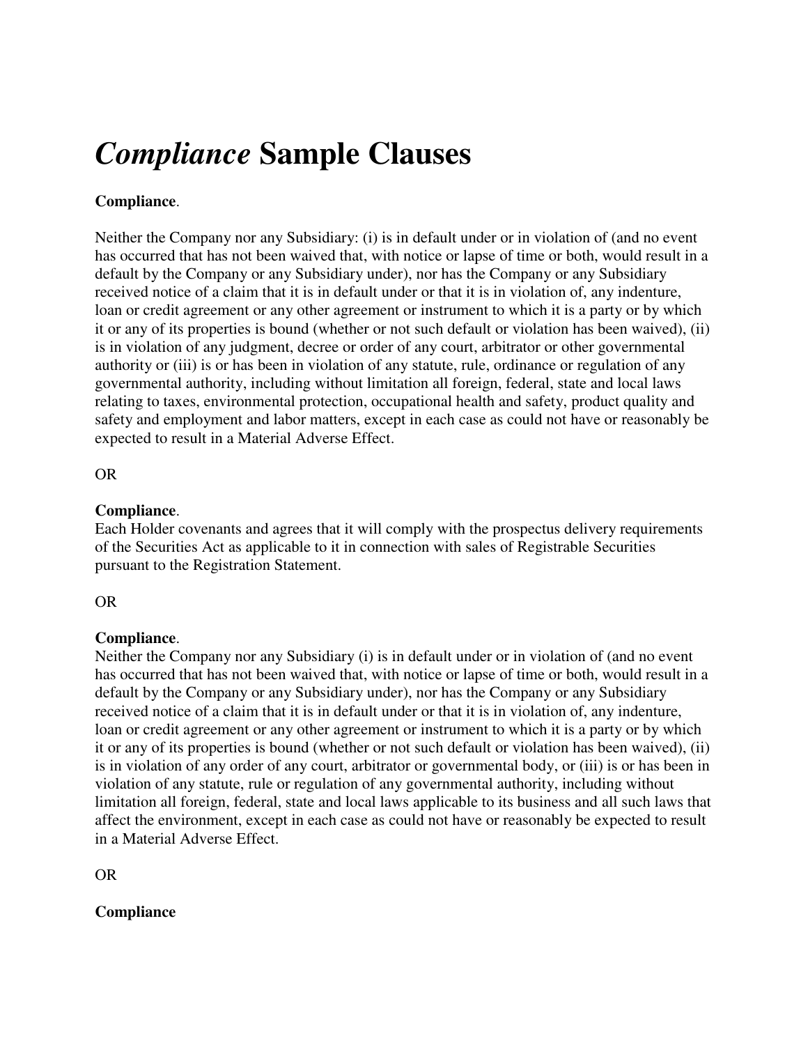# *Compliance* Sample Clauses

**Compliance**.

Neither the Company nor any Subsidiary: (i) is in default under or in violation of (and no event has occurred that has not been waived that, with notice or lapse of time or both, would result in a default by the Company or any Subsidiary under), nor has the Company or any Subsidiary received notice of a claim that it is in default under or that it is in violation of, any indenture, loan or credit agreement or any other agreement or instrument to which it is a party or by which it or any of its properties is bound (whether or not such default or violation has been waived), (ii) is in violation of any judgment, decree or order of any court, arbitrator or other governmental authority or (iii) is or has been in violation of any statute, rule, ordinance or regulation of any governmental authority, including without limitation all foreign, federal, state and local laws relating to taxes, environmental protection, occupational health and safety, product quality and safety and employment and labor matters, except in each case as could not have or reasonably be expected to result in a Material Adverse Effect.

OR

**Compliance**.
Each Holder covenants and agrees that it will comply with the prospectus delivery requirements of the Securities Act as applicable to it in connection with sales of Registrable Securities pursuant to the Registration Statement.

OR

**Compliance**.
Neither the Company nor any Subsidiary (i) is in default under or in violation of (and no event has occurred that has not been waived that, with notice or lapse of time or both, would result in a default by the Company or any Subsidiary under), nor has the Company or any Subsidiary received notice of a claim that it is in default under or that it is in violation of, any indenture, loan or credit agreement or any other agreement or instrument to which it is a party or by which it or any of its properties is bound (whether or not such default or violation has been waived), (ii) is in violation of any order of any court, arbitrator or governmental body, or (iii) is or has been in violation of any statute, rule or regulation of any governmental authority, including without limitation all foreign, federal, state and local laws applicable to its business and all such laws that affect the environment, except in each case as could not have or reasonably be expected to result in a Material Adverse Effect.

OR

**Compliance**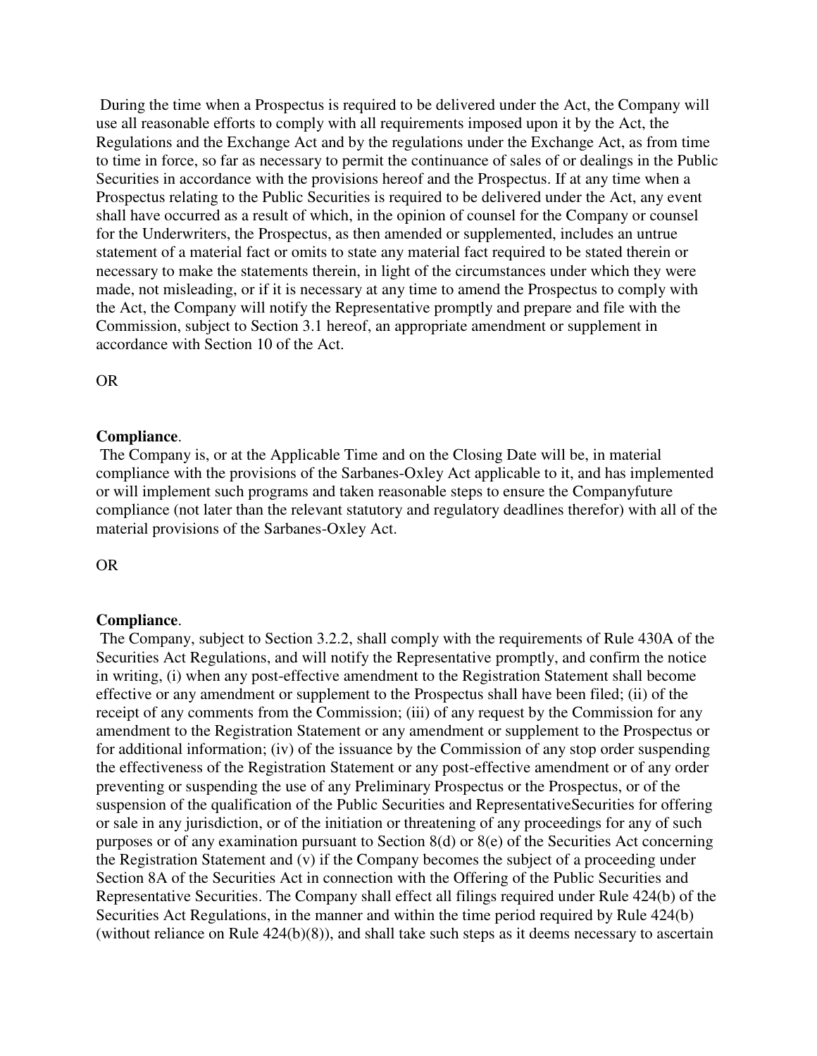During the time when a Prospectus is required to be delivered under the Act, the Company will use all reasonable efforts to comply with all requirements imposed upon it by the Act, the Regulations and the Exchange Act and by the regulations under the Exchange Act, as from time to time in force, so far as necessary to permit the continuance of sales of or dealings in the Public Securities in accordance with the provisions hereof and the Prospectus. If at any time when a Prospectus relating to the Public Securities is required to be delivered under the Act, any event shall have occurred as a result of which, in the opinion of counsel for the Company or counsel for the Underwriters, the Prospectus, as then amended or supplemented, includes an untrue statement of a material fact or omits to state any material fact required to be stated therein or necessary to make the statements therein, in light of the circumstances under which they were made, not misleading, or if it is necessary at any time to amend the Prospectus to comply with the Act, the Company will notify the Representative promptly and prepare and file with the Commission, subject to Section 3.1 hereof, an appropriate amendment or supplement in accordance with Section 10 of the Act.

OR

**Compliance**.

The Company is, or at the Applicable Time and on the Closing Date will be, in material compliance with the provisions of the Sarbanes-Oxley Act applicable to it, and has implemented or will implement such programs and taken reasonable steps to ensure the Companyfuture compliance (not later than the relevant statutory and regulatory deadlines therefor) with all of the material provisions of the Sarbanes-Oxley Act.

OR

**Compliance**.

The Company, subject to Section 3.2.2, shall comply with the requirements of Rule 430A of the Securities Act Regulations, and will notify the Representative promptly, and confirm the notice in writing, (i) when any post-effective amendment to the Registration Statement shall become effective or any amendment or supplement to the Prospectus shall have been filed; (ii) of the receipt of any comments from the Commission; (iii) of any request by the Commission for any amendment to the Registration Statement or any amendment or supplement to the Prospectus or for additional information; (iv) of the issuance by the Commission of any stop order suspending the effectiveness of the Registration Statement or any post-effective amendment or of any order preventing or suspending the use of any Preliminary Prospectus or the Prospectus, or of the suspension of the qualification of the Public Securities and RepresentativeSecurities for offering or sale in any jurisdiction, or of the initiation or threatening of any proceedings for any of such purposes or of any examination pursuant to Section 8(d) or 8(e) of the Securities Act concerning the Registration Statement and (v) if the Company becomes the subject of a proceeding under Section 8A of the Securities Act in connection with the Offering of the Public Securities and Representative Securities. The Company shall effect all filings required under Rule 424(b) of the Securities Act Regulations, in the manner and within the time period required by Rule 424(b) (without reliance on Rule 424(b)(8)), and shall take such steps as it deems necessary to ascertain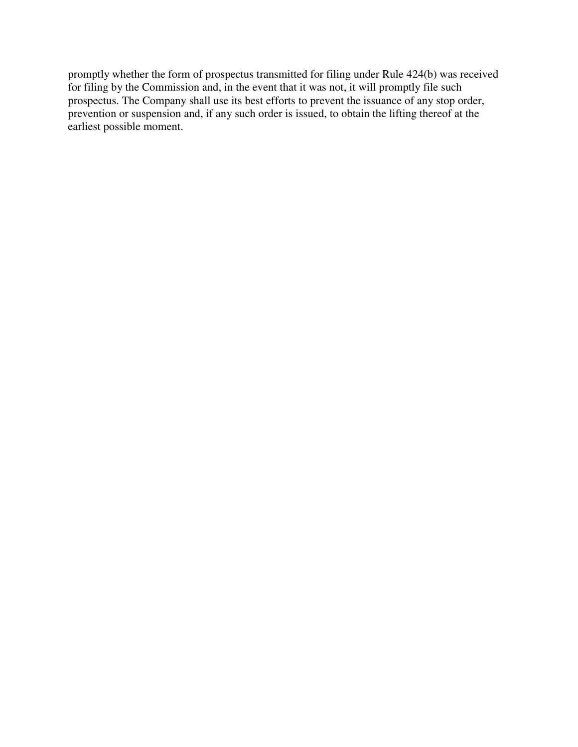promptly whether the form of prospectus transmitted for filing under Rule 424(b) was received for filing by the Commission and, in the event that it was not, it will promptly file such prospectus. The Company shall use its best efforts to prevent the issuance of any stop order, prevention or suspension and, if any such order is issued, to obtain the lifting thereof at the earliest possible moment.